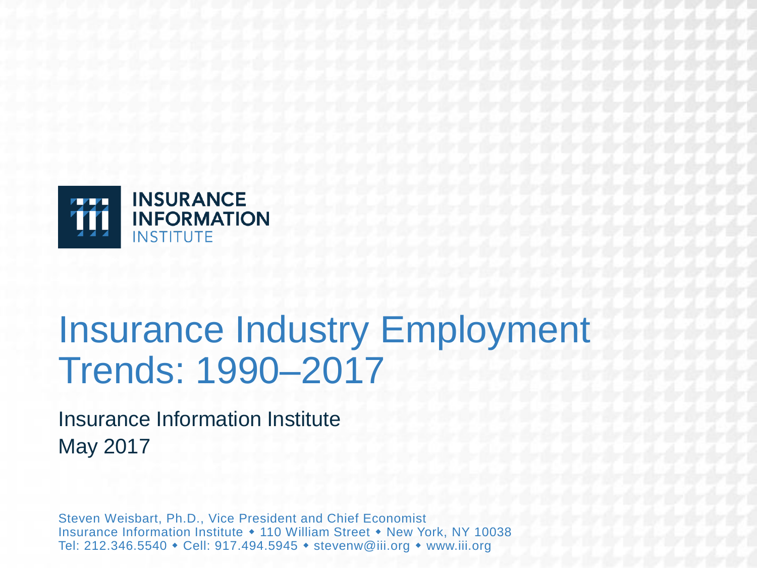INSURANCE INFORMATION INSTITUTE

# Insurance Industry Employment Trends: 1990–2017

Insurance Information Institute
May 2017

Steven Weisbart, Ph.D., Vice President and Chief Economist
Insurance Information Institute ◆ 110 William Street ◆ New York, NY 10038
Tel: 212.346.5540 ◆ Cell: 917.494.5945 ◆ stevenw@iii.org ◆ www.iii.org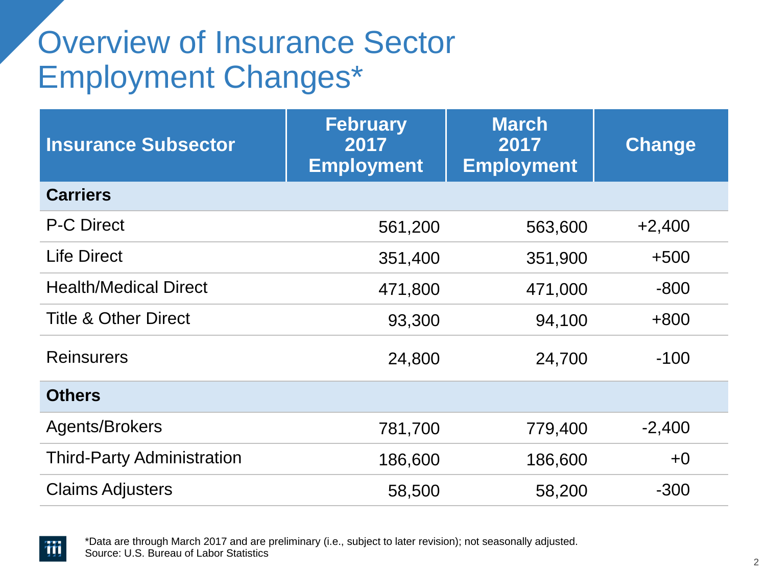# Overview of Insurance Sector Employment Changes*

| Insurance Subsector | February 2017 Employment | March 2017 Employment | Change |
|---|---|---|---|
| **Carriers** | | | |
| P-C Direct | 561,200 | 563,600 | +2,400 |
| Life Direct | 351,400 | 351,900 | +500 |
| Health/Medical Direct | 471,800 | 471,000 | -800 |
| Title & Other Direct | 93,300 | 94,100 | +800 |
| Reinsurers | 24,800 | 24,700 | -100 |
| **Others** | | | |
| Agents/Brokers | 781,700 | 779,400 | -2,400 |
| Third-Party Administration | 186,600 | 186,600 | +0 |
| Claims Adjusters | 58,500 | 58,200 | -300 |

*Data are through March 2017 and are preliminary (i.e., subject to later revision); not seasonally adjusted.
Source: U.S. Bureau of Labor Statistics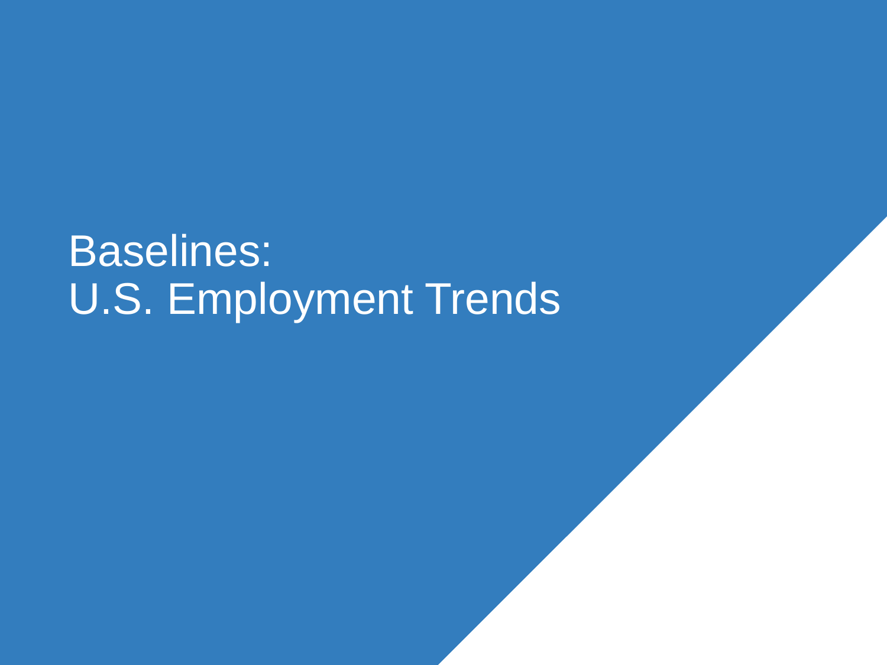# Baselines:
# U.S. Employment Trends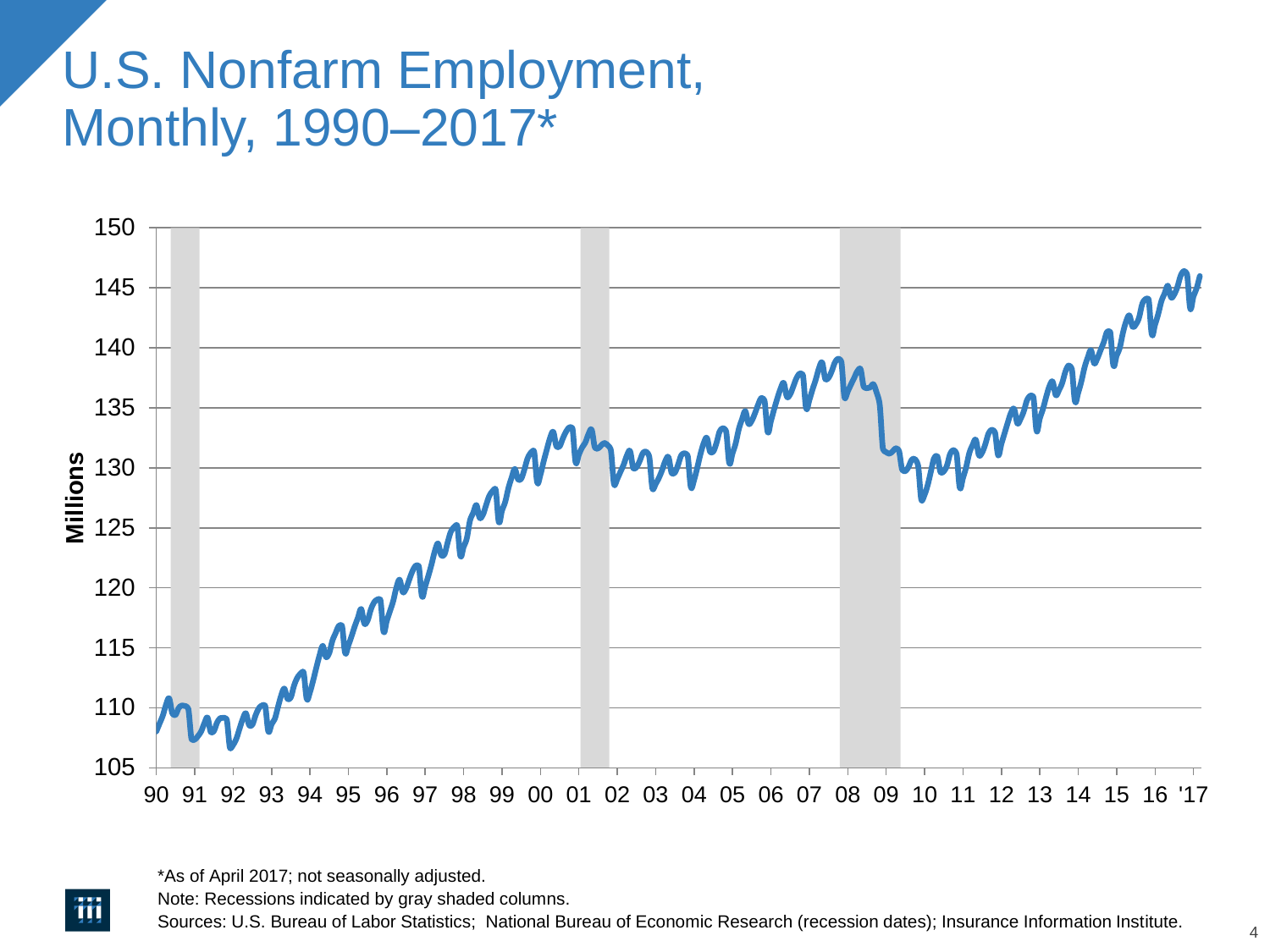# U.S. Nonfarm Employment, Monthly, 1990–2017*

*As of April 2017; not seasonally adjusted.

Note: Recessions indicated by gray shaded columns.

Sources: U.S. Bureau of Labor Statistics; National Bureau of Economic Research (recession dates); Insurance Information Institute.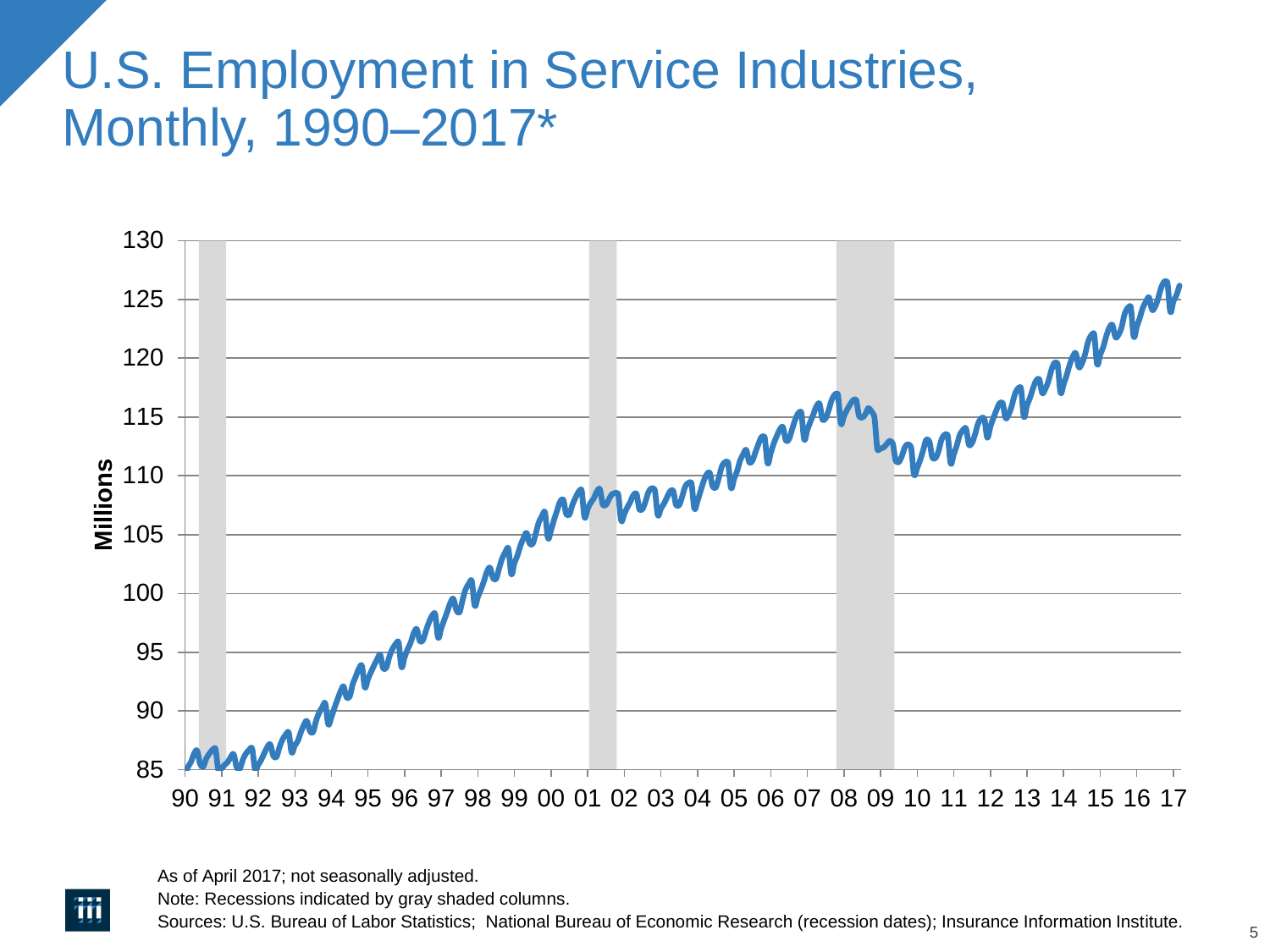# U.S. Employment in Service Industries, Monthly, 1990–2017*

Millions

130
125
120
115
110
105
100
95
90
85

90 91 92 93 94 95 96 97 98 99 00 01 02 03 04 05 06 07 08 09 10 11 12 13 14 15 16 17

As of April 2017; not seasonally adjusted.

Note: Recessions indicated by gray shaded columns.

Sources: U.S. Bureau of Labor Statistics; National Bureau of Economic Research (recession dates); Insurance Information Institute.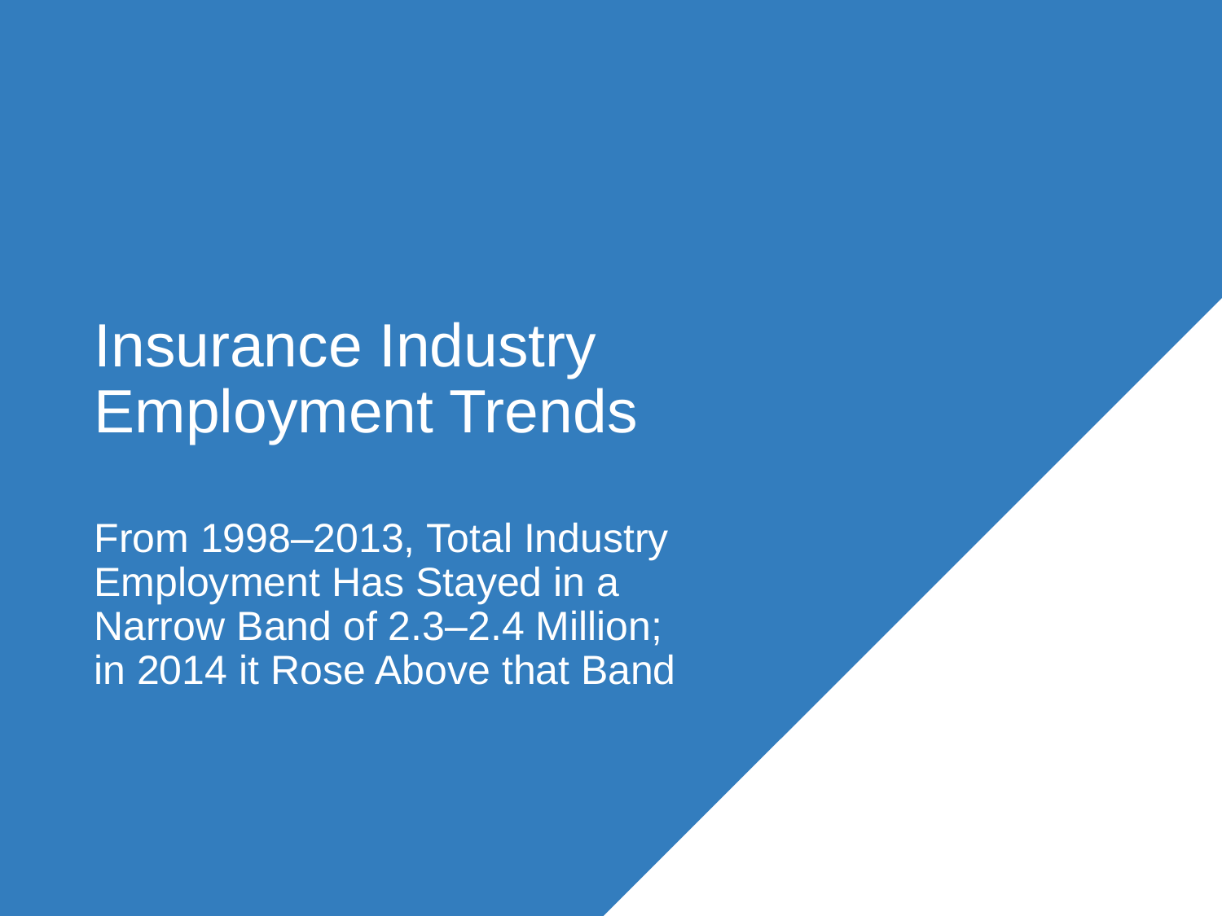# Insurance Industry Employment Trends

From 1998–2013, Total Industry Employment Has Stayed in a Narrow Band of 2.3–2.4 Million; in 2014 it Rose Above that Band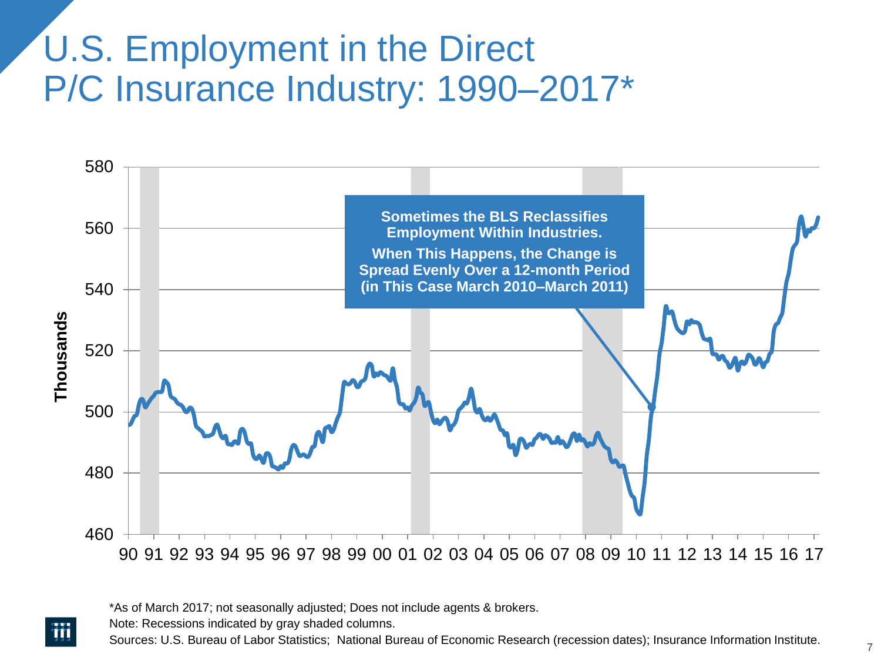# U.S. Employment in the Direct P/C Insurance Industry: 1990–2017*

**Sometimes the BLS Reclassifies Employment Within Industries.**

**When This Happens, the Change is Spread Evenly Over a 12-month Period (in This Case March 2010–March 2011)**

Thousands

580
560
540
520
500
480
460

90 91 92 93 94 95 96 97 98 99 00 01 02 03 04 05 06 07 08 09 10 11 12 13 14 15 16 17

*As of March 2017; not seasonally adjusted; Does not include agents & brokers.

Note: Recessions indicated by gray shaded columns.

Sources: U.S. Bureau of Labor Statistics; National Bureau of Economic Research (recession dates); Insurance Information Institute.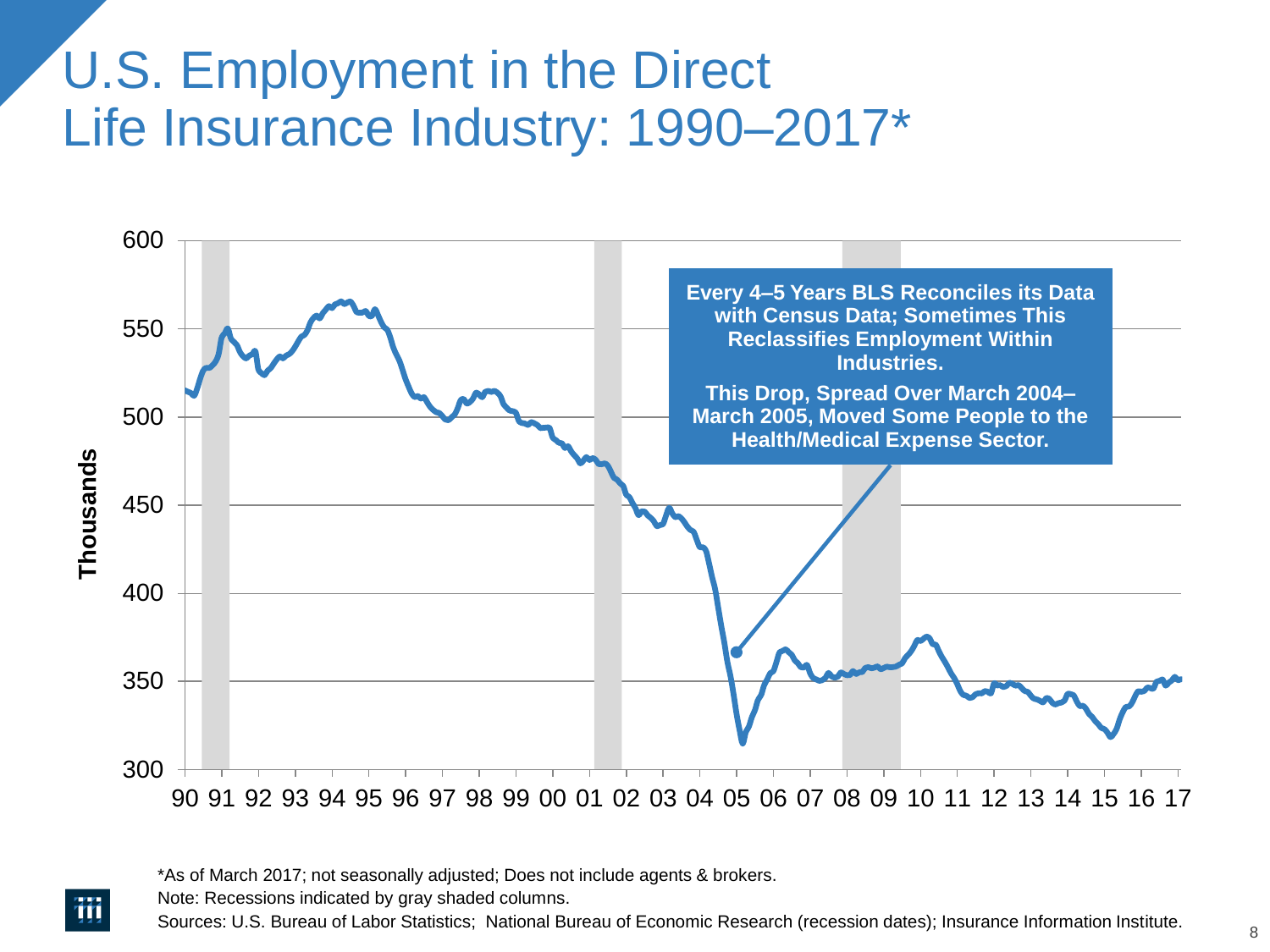# U.S. Employment in the Direct Life Insurance Industry: 1990–2017*

Thousands

600
550
500
450
400
350
300

90 91 92 93 94 95 96 97 98 99 00 01 02 03 04 05 06 07 08 09 10 11 12 13 14 15 16 17

**Every 4–5 Years BLS Reconciles its Data with Census Data; Sometimes This Reclassifies Employment Within Industries.**

**This Drop, Spread Over March 2004–March 2005, Moved Some People to the Health/Medical Expense Sector.**

*As of March 2017; not seasonally adjusted; Does not include agents & brokers.

Note: Recessions indicated by gray shaded columns.

Sources: U.S. Bureau of Labor Statistics; National Bureau of Economic Research (recession dates); Insurance Information Institute.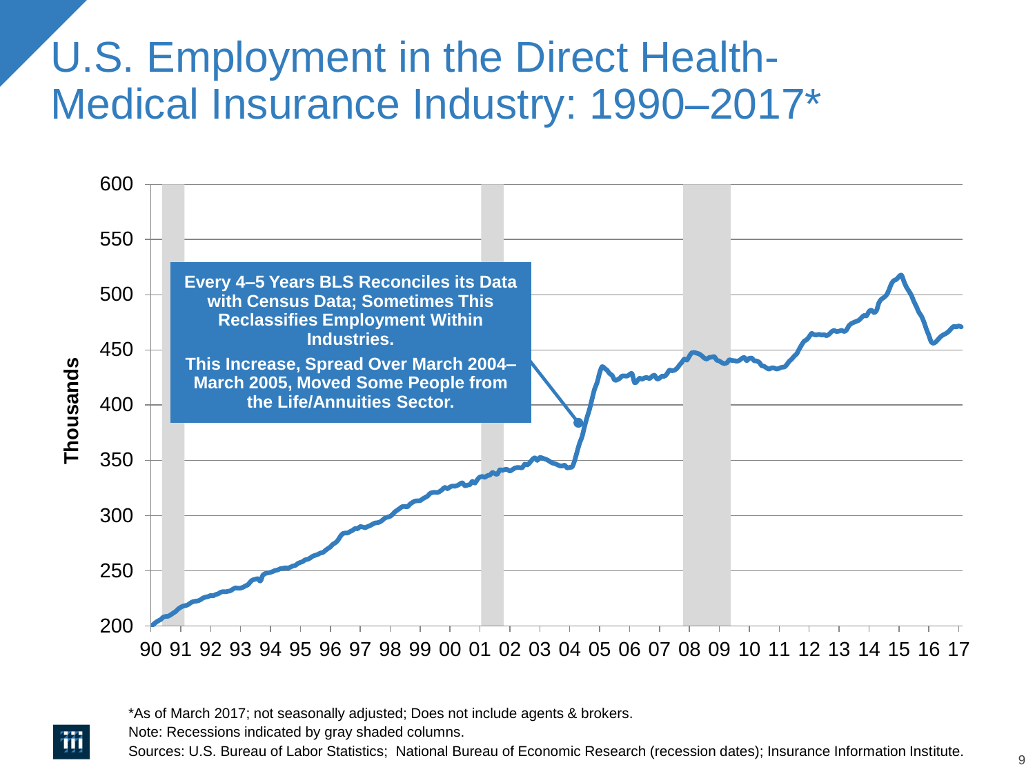# U.S. Employment in the Direct Health-Medical Insurance Industry: 1990–2017*

**Every 4–5 Years BLS Reconciles its Data with Census Data; Sometimes This Reclassifies Employment Within Industries.**

**This Increase, Spread Over March 2004–March 2005, Moved Some People from the Life/Annuities Sector.**

*As of March 2017; not seasonally adjusted; Does not include agents & brokers.

Note: Recessions indicated by gray shaded columns.

Sources: U.S. Bureau of Labor Statistics; National Bureau of Economic Research (recession dates); Insurance Information Institute.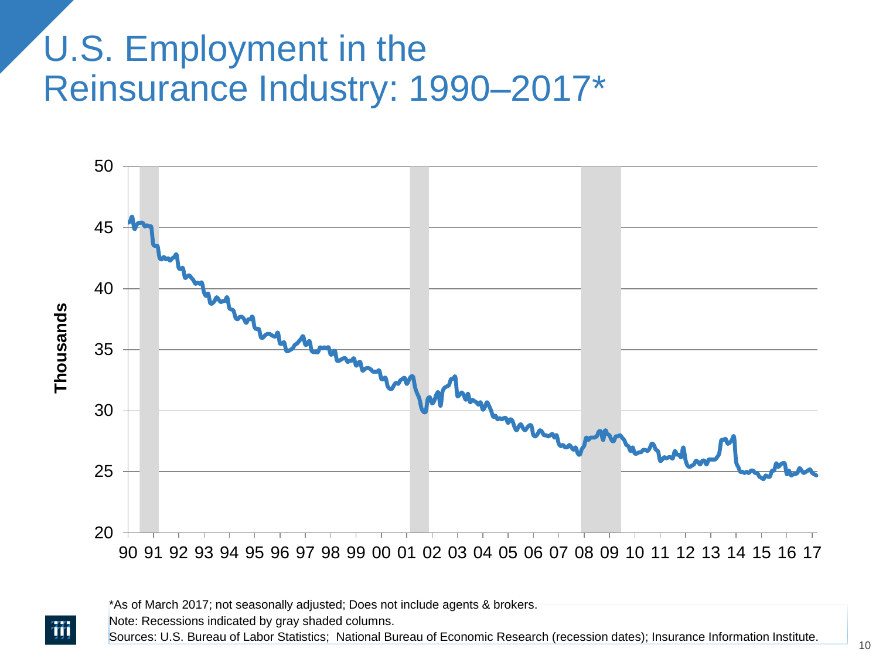# U.S. Employment in the Reinsurance Industry: 1990–2017*

*As of March 2017; not seasonally adjusted; Does not include agents & brokers.

Note: Recessions indicated by gray shaded columns.

Sources: U.S. Bureau of Labor Statistics; National Bureau of Economic Research (recession dates); Insurance Information Institute.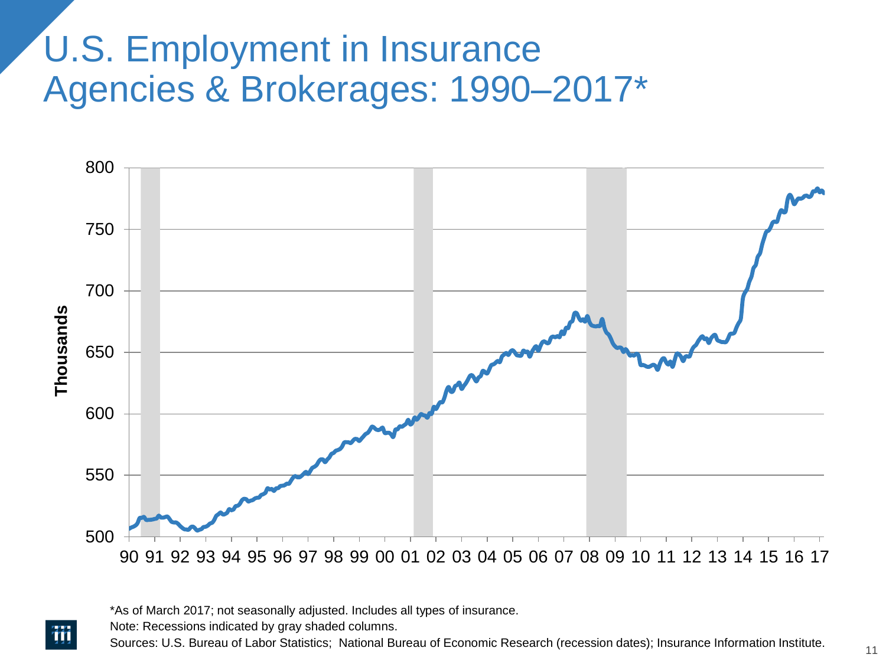# U.S. Employment in Insurance Agencies & Brokerages: 1990–2017*

*As of March 2017; not seasonally adjusted. Includes all types of insurance.

Note: Recessions indicated by gray shaded columns.

Sources: U.S. Bureau of Labor Statistics; National Bureau of Economic Research (recession dates); Insurance Information Institute.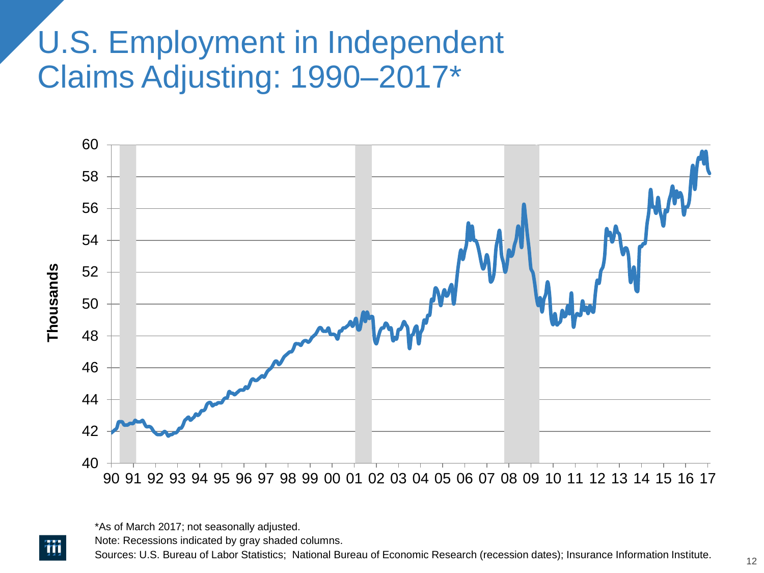# U.S. Employment in Independent Claims Adjusting: 1990–2017*

*As of March 2017; not seasonally adjusted.

Note: Recessions indicated by gray shaded columns.

Sources: U.S. Bureau of Labor Statistics; National Bureau of Economic Research (recession dates); Insurance Information Institute.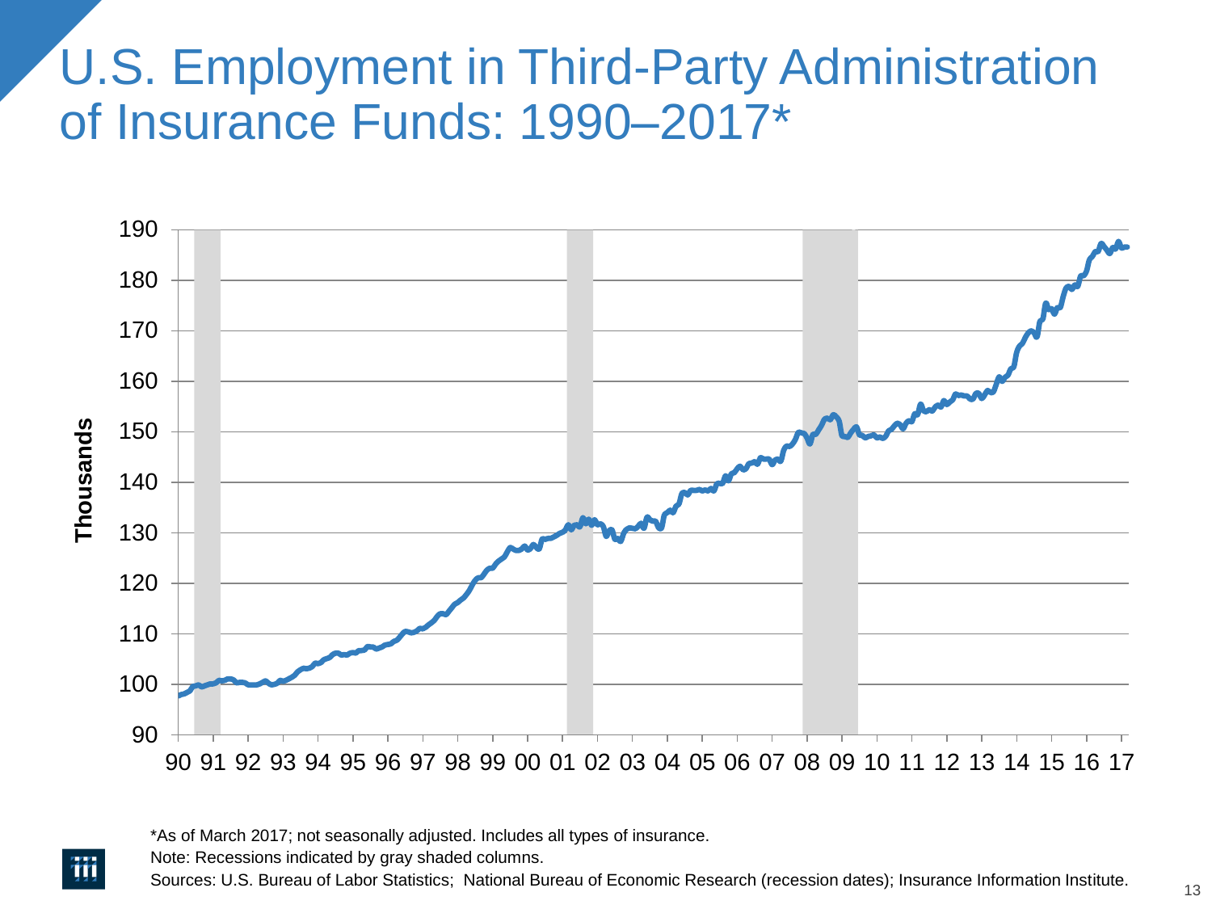# U.S. Employment in Third-Party Administration of Insurance Funds: 1990–2017*

*As of March 2017; not seasonally adjusted. Includes all types of insurance.

Note: Recessions indicated by gray shaded columns.

Sources: U.S. Bureau of Labor Statistics; National Bureau of Economic Research (recession dates); Insurance Information Institute.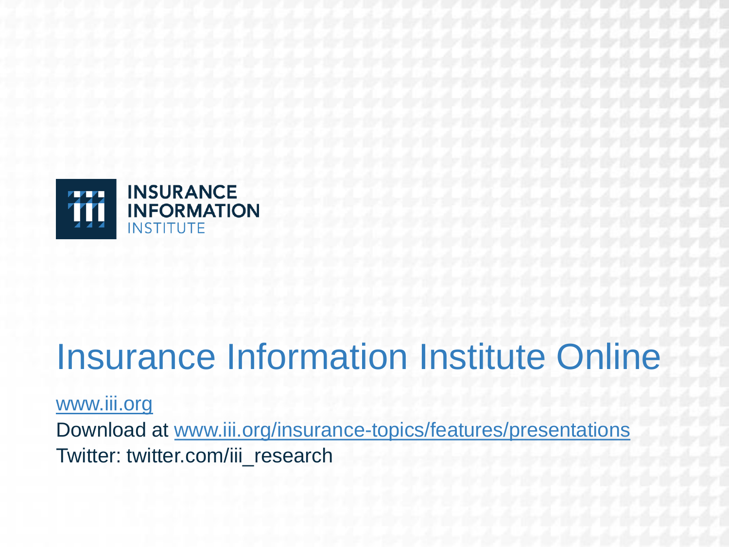INSURANCE
INFORMATION
INSTITUTE

# Insurance Information Institute Online

www.iii.org

Download at www.iii.org/insurance-topics/features/presentations

Twitter: twitter.com/iii_research